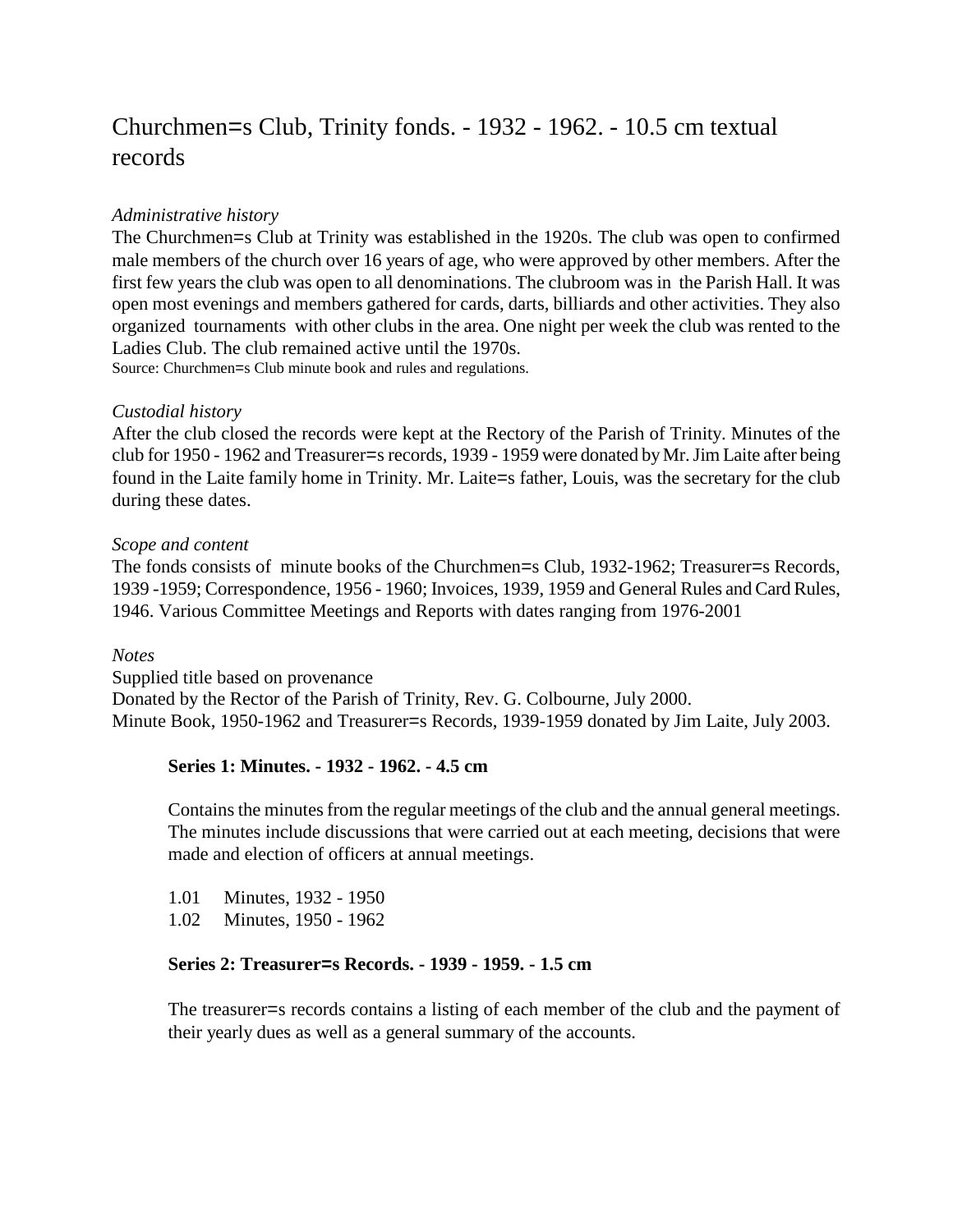# Churchmen=s Club, Trinity fonds. - 1932 - 1962. - 10.5 cm textual records

*Administrative history*

The Churchmen=s Club at Trinity was established in the 1920s. The club was open to confirmed male members of the church over 16 years of age, who were approved by other members. After the first few years the club was open to all denominations. The clubroom was in the Parish Hall. It was open most evenings and members gathered for cards, darts, billiards and other activities. They also organized tournaments with other clubs in the area. One night per week the club was rented to the Ladies Club. The club remained active until the 1970s.

Source: Churchmen=s Club minute book and rules and regulations.

*Custodial history*

After the club closed the records were kept at the Rectory of the Parish of Trinity. Minutes of the club for 1950 - 1962 and Treasurer=s records, 1939 - 1959 were donated by Mr. Jim Laite after being found in the Laite family home in Trinity. Mr. Laite=s father, Louis, was the secretary for the club during these dates.

*Scope and content*

The fonds consists of minute books of the Churchmen=s Club, 1932-1962; Treasurer=s Records, 1939 -1959; Correspondence, 1956 - 1960; Invoices, 1939, 1959 and General Rules and Card Rules, 1946. Various Committee Meetings and Reports with dates ranging from 1976-2001

*Notes*

Supplied title based on provenance

Donated by the Rector of the Parish of Trinity, Rev. G. Colbourne, July 2000.

Minute Book, 1950-1962 and Treasurer=s Records, 1939-1959 donated by Jim Laite, July 2003.

**Series 1: Minutes. - 1932 - 1962. - 4.5 cm**

Contains the minutes from the regular meetings of the club and the annual general meetings. The minutes include discussions that were carried out at each meeting, decisions that were made and election of officers at annual meetings.

1.01 Minutes, 1932 - 1950

1.02 Minutes, 1950 - 1962

**Series 2: Treasurer=s Records. - 1939 - 1959. - 1.5 cm**

The treasurer=s records contains a listing of each member of the club and the payment of their yearly dues as well as a general summary of the accounts.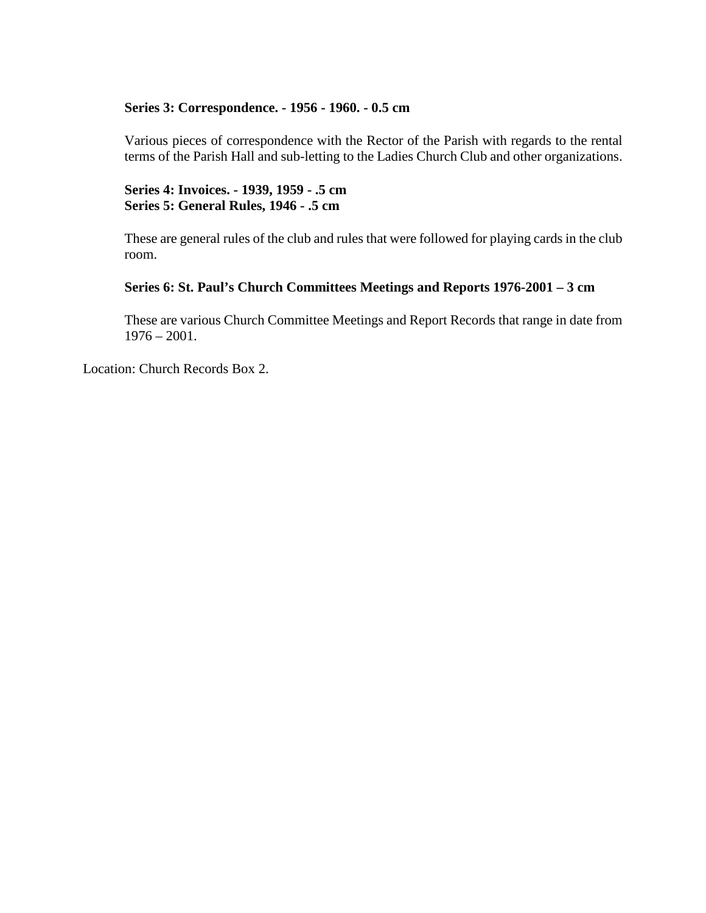**Series 3: Correspondence. - 1956 - 1960. - 0.5 cm**

Various pieces of correspondence with the Rector of the Parish with regards to the rental terms of the Parish Hall and sub-letting to the Ladies Church Club and other organizations.

**Series 4: Invoices. - 1939, 1959 - .5 cm**
**Series 5: General Rules, 1946 - .5 cm**

These are general rules of the club and rules that were followed for playing cards in the club room.

**Series 6: St. Paul's Church Committees Meetings and Reports 1976-2001 – 3 cm**

These are various Church Committee Meetings and Report Records that range in date from 1976 – 2001.

Location: Church Records Box 2.